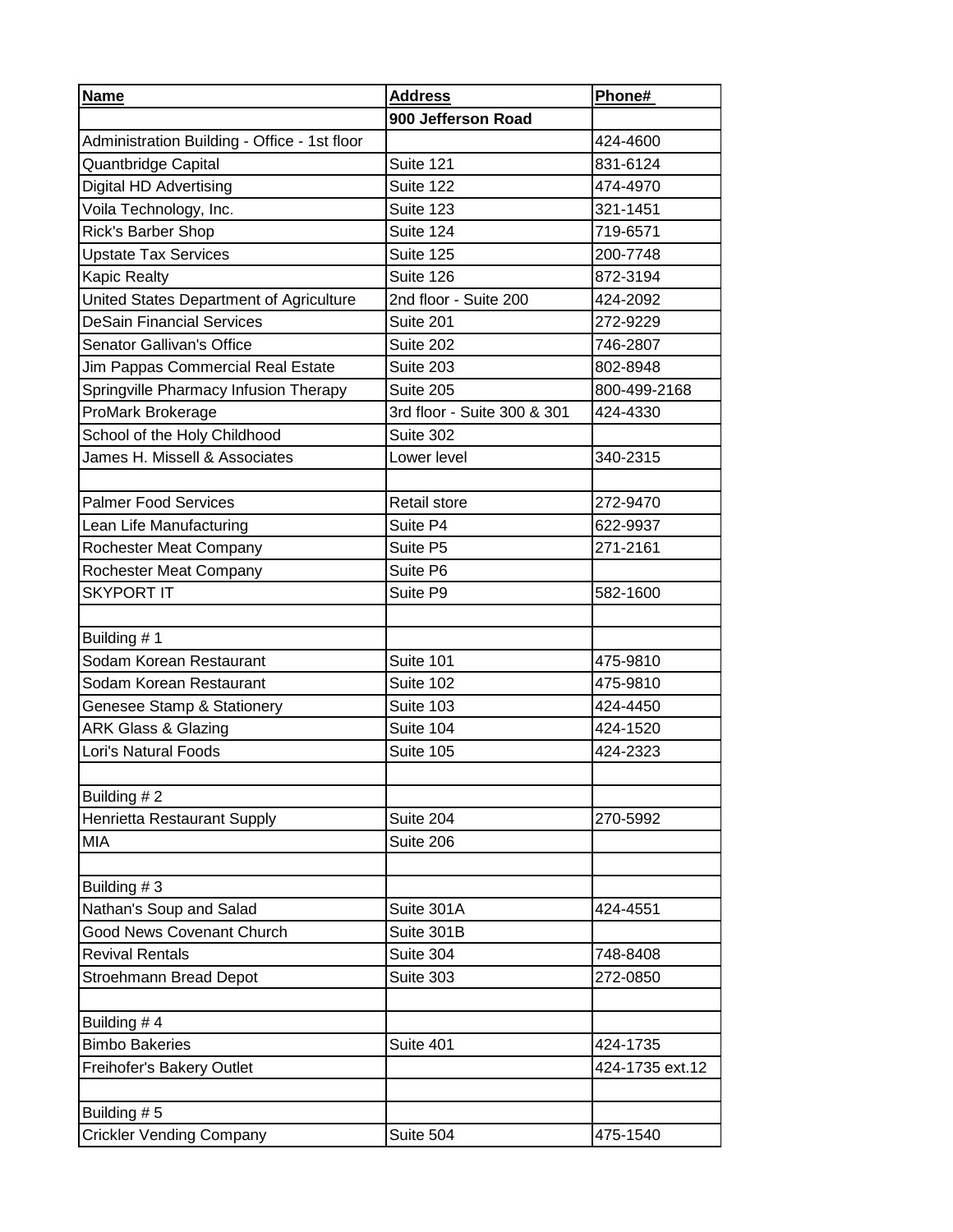| Name | Address | Phone# |
|---|---|---|
| | **900 Jefferson Road** | |
| Administration Building - Office - 1st floor | | 424-4600 |
| Quantbridge Capital | Suite 121 | 831-6124 |
| Digital HD Advertising | Suite 122 | 474-4970 |
| Voila Technology, Inc. | Suite 123 | 321-1451 |
| Rick's Barber Shop | Suite 124 | 719-6571 |
| Upstate Tax Services | Suite 125 | 200-7748 |
| Kapic Realty | Suite 126 | 872-3194 |
| United States Department of Agriculture | 2nd floor - Suite 200 | 424-2092 |
| DeSain Financial Services | Suite 201 | 272-9229 |
| Senator Gallivan's Office | Suite 202 | 746-2807 |
| Jim Pappas Commercial Real Estate | Suite 203 | 802-8948 |
| Springville Pharmacy Infusion Therapy | Suite 205 | 800-499-2168 |
| ProMark Brokerage | 3rd floor - Suite 300 & 301 | 424-4330 |
| School of the Holy Childhood | Suite 302 | |
| James H. Missell & Associates | Lower level | 340-2315 |
| | | |
| Palmer Food Services | Retail store | 272-9470 |
| Lean Life Manufacturing | Suite P4 | 622-9937 |
| Rochester Meat Company | Suite P5 | 271-2161 |
| Rochester Meat Company | Suite P6 | |
| SKYPORT IT | Suite P9 | 582-1600 |
| | | |
| Building # 1 | | |
| Sodam Korean Restaurant | Suite 101 | 475-9810 |
| Sodam Korean Restaurant | Suite 102 | 475-9810 |
| Genesee Stamp & Stationery | Suite 103 | 424-4450 |
| ARK Glass & Glazing | Suite 104 | 424-1520 |
| Lori's Natural Foods | Suite 105 | 424-2323 |
| | | |
| Building # 2 | | |
| Henrietta Restaurant Supply | Suite 204 | 270-5992 |
| MIA | Suite 206 | |
| | | |
| Building # 3 | | |
| Nathan's Soup and Salad | Suite 301A | 424-4551 |
| Good News Covenant Church | Suite 301B | |
| Revival Rentals | Suite 304 | 748-8408 |
| Stroehmann Bread Depot | Suite 303 | 272-0850 |
| | | |
| Building # 4 | | |
| Bimbo Bakeries | Suite 401 | 424-1735 |
| Freihofer's Bakery Outlet | | 424-1735 ext.12 |
| | | |
| Building # 5 | | |
| Crickler Vending Company | Suite 504 | 475-1540 |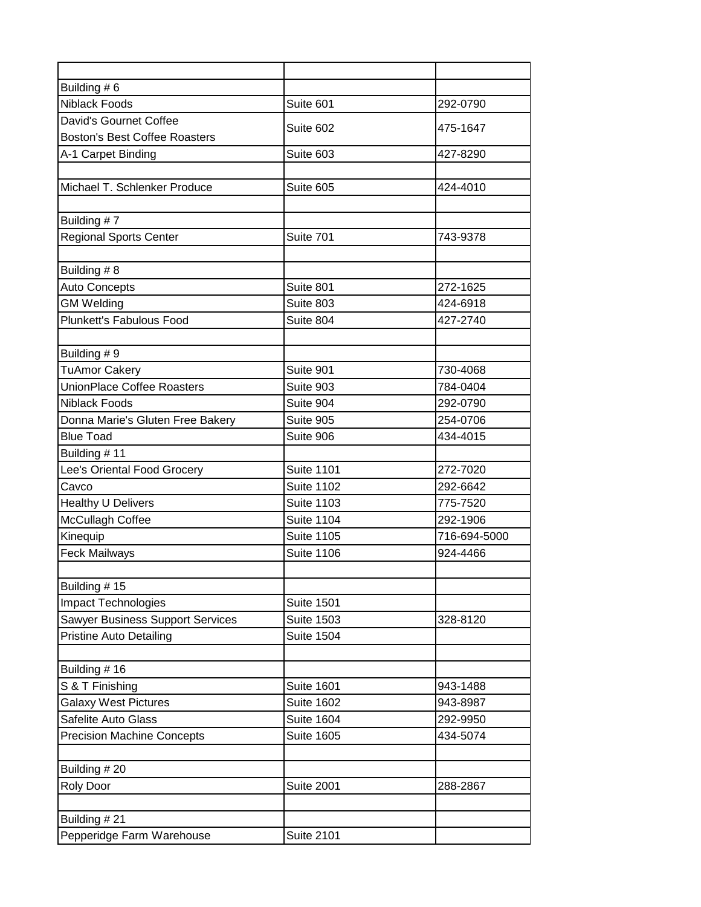| | | |
|---|---|---|
| Building # 6 | | |
| Niblack Foods | Suite 601 | 292-0790 |
| David's Gourmet Coffee<br>Boston's Best Coffee Roasters | Suite 602 | 475-1647 |
| A-1 Carpet Binding | Suite 603 | 427-8290 |
| | | |
| Michael T. Schlenker Produce | Suite 605 | 424-4010 |
| | | |
| Building # 7 | | |
| Regional Sports Center | Suite 701 | 743-9378 |
| | | |
| Building # 8 | | |
| Auto Concepts | Suite 801 | 272-1625 |
| GM Welding | Suite 803 | 424-6918 |
| Plunkett's Fabulous Food | Suite 804 | 427-2740 |
| | | |
| Building # 9 | | |
| TuAmor Cakery | Suite 901 | 730-4068 |
| UnionPlace Coffee Roasters | Suite 903 | 784-0404 |
| Niblack Foods | Suite 904 | 292-0790 |
| Donna Marie's Gluten Free Bakery | Suite 905 | 254-0706 |
| Blue Toad | Suite 906 | 434-4015 |
| Building # 11 | | |
| Lee's Oriental Food Grocery | Suite 1101 | 272-7020 |
| Cavco | Suite 1102 | 292-6642 |
| Healthy U Delivers | Suite 1103 | 775-7520 |
| McCullagh Coffee | Suite 1104 | 292-1906 |
| Kinequip | Suite 1105 | 716-694-5000 |
| Feck Mailways | Suite 1106 | 924-4466 |
| | | |
| Building # 15 | | |
| Impact Technologies | Suite 1501 | |
| Sawyer Business Support Services | Suite 1503 | 328-8120 |
| Pristine Auto Detailing | Suite 1504 | |
| | | |
| Building # 16 | | |
| S & T Finishing | Suite 1601 | 943-1488 |
| Galaxy West Pictures | Suite 1602 | 943-8987 |
| Safelite Auto Glass | Suite 1604 | 292-9950 |
| Precision Machine Concepts | Suite 1605 | 434-5074 |
| | | |
| Building # 20 | | |
| Roly Door | Suite 2001 | 288-2867 |
| | | |
| Building # 21 | | |
| Pepperidge Farm Warehouse | Suite 2101 | |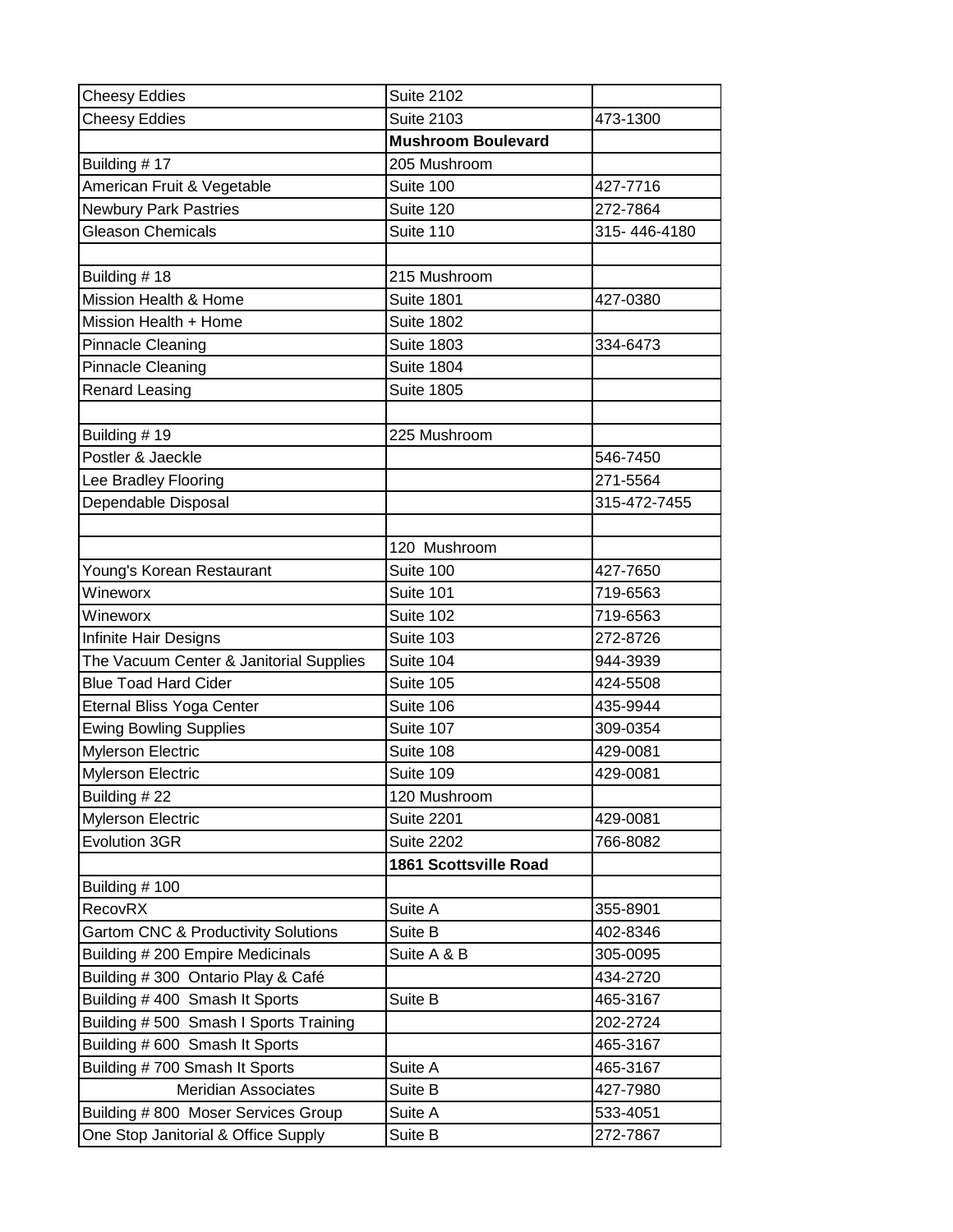| | | |
|---|---|---|
| Cheesy Eddies | Suite 2102 | |
| Cheesy Eddies | Suite 2103 | 473-1300 |
| | **Mushroom Boulevard** | |
| Building # 17 | 205 Mushroom | |
| American Fruit & Vegetable | Suite 100 | 427-7716 |
| Newbury Park Pastries | Suite 120 | 272-7864 |
| Gleason Chemicals | Suite 110 | 315- 446-4180 |
| | | |
| Building # 18 | 215 Mushroom | |
| Mission Health & Home | Suite 1801 | 427-0380 |
| Mission Health + Home | Suite 1802 | |
| Pinnacle Cleaning | Suite 1803 | 334-6473 |
| Pinnacle Cleaning | Suite 1804 | |
| Renard Leasing | Suite 1805 | |
| | | |
| Building # 19 | 225 Mushroom | |
| Postler & Jaeckle | | 546-7450 |
| Lee Bradley Flooring | | 271-5564 |
| Dependable Disposal | | 315-472-7455 |
| | | |
| | 120 Mushroom | |
| Young's Korean Restaurant | Suite 100 | 427-7650 |
| Wineworx | Suite 101 | 719-6563 |
| Wineworx | Suite 102 | 719-6563 |
| Infinite Hair Designs | Suite 103 | 272-8726 |
| The Vacuum Center & Janitorial Supplies | Suite 104 | 944-3939 |
| Blue Toad Hard Cider | Suite 105 | 424-5508 |
| Eternal Bliss Yoga Center | Suite 106 | 435-9944 |
| Ewing Bowling Supplies | Suite 107 | 309-0354 |
| Mylerson Electric | Suite 108 | 429-0081 |
| Mylerson Electric | Suite 109 | 429-0081 |
| Building # 22 | 120 Mushroom | |
| Mylerson Electric | Suite 2201 | 429-0081 |
| Evolution 3GR | Suite 2202 | 766-8082 |
| | **1861 Scottsville Road** | |
| Building # 100 | | |
| RecovRX | Suite A | 355-8901 |
| Gartom CNC & Productivity Solutions | Suite B | 402-8346 |
| Building # 200 Empire Medicinals | Suite A & B | 305-0095 |
| Building # 300 Ontario Play & Café | | 434-2720 |
| Building # 400 Smash It Sports | Suite B | 465-3167 |
| Building # 500 Smash I Sports Training | | 202-2724 |
| Building # 600 Smash It Sports | | 465-3167 |
| Building # 700 Smash It Sports | Suite A | 465-3167 |
| Meridian Associates | Suite B | 427-7980 |
| Building # 800 Moser Services Group | Suite A | 533-4051 |
| One Stop Janitorial & Office Supply | Suite B | 272-7867 |